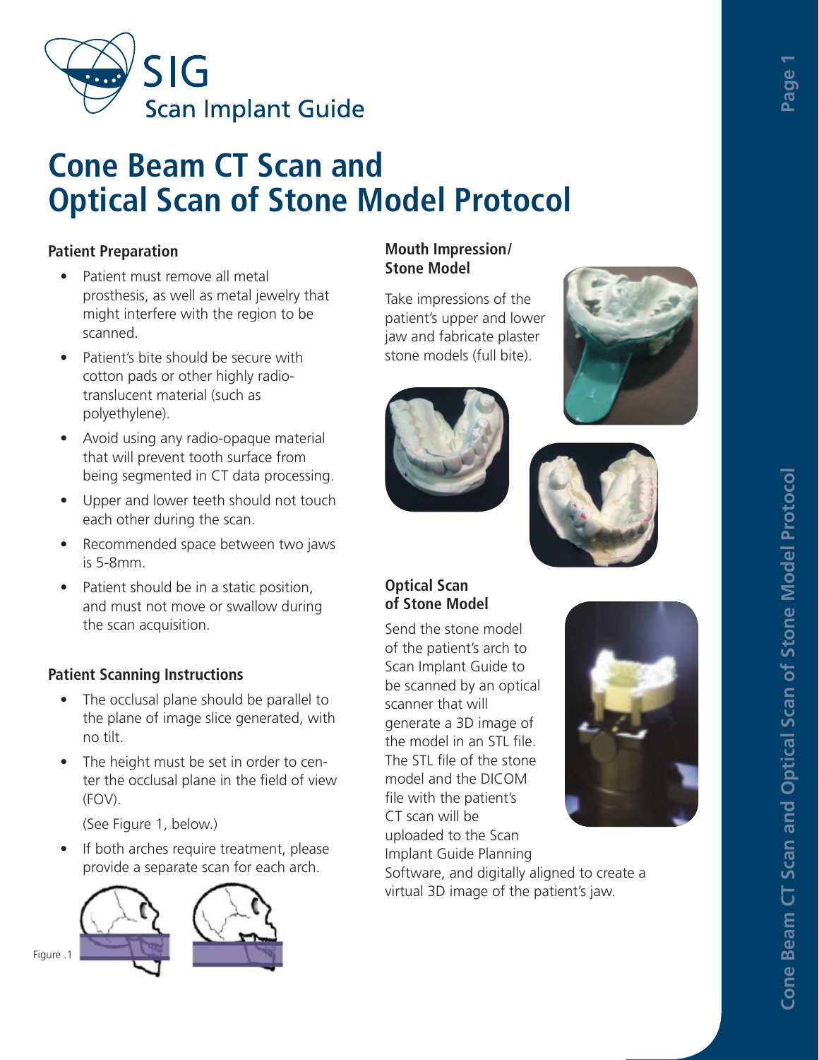SIG
Scan Implant Guide

# Cone Beam CT Scan and Optical Scan of Stone Model Protocol

### Patient Preparation

- Patient must remove all metal prosthesis, as well as metal jewelry that might interfere with the region to be scanned.
- Patient's bite should be secure with cotton pads or other highly radio-translucent material (such as polyethylene).
- Avoid using any radio-opaque material that will prevent tooth surface from being segmented in CT data processing.
- Upper and lower teeth should not touch each other during the scan.
- Recommended space between two jaws is 5-8mm.
- Patient should be in a static position, and must not move or swallow during the scan acquisition.

### Patient Scanning Instructions

- The occlusal plane should be parallel to the plane of image slice generated, with no tilt.
- The height must be set in order to center the occlusal plane in the field of view (FOV).

  (See Figure 1, below.)
- If both arches require treatment, please provide a separate scan for each arch.

Figure .1

### Mouth Impression/ Stone Model

Take impressions of the patient's upper and lower jaw and fabricate plaster stone models (full bite).

### Optical Scan of Stone Model

Send the stone model of the patient's arch to Scan Implant Guide to be scanned by an optical scanner that will generate a 3D image of the model in an STL file. The STL file of the stone model and the DICOM file with the patient's CT scan will be uploaded to the Scan Implant Guide Planning Software, and digitally aligned to create a virtual 3D image of the patient's jaw.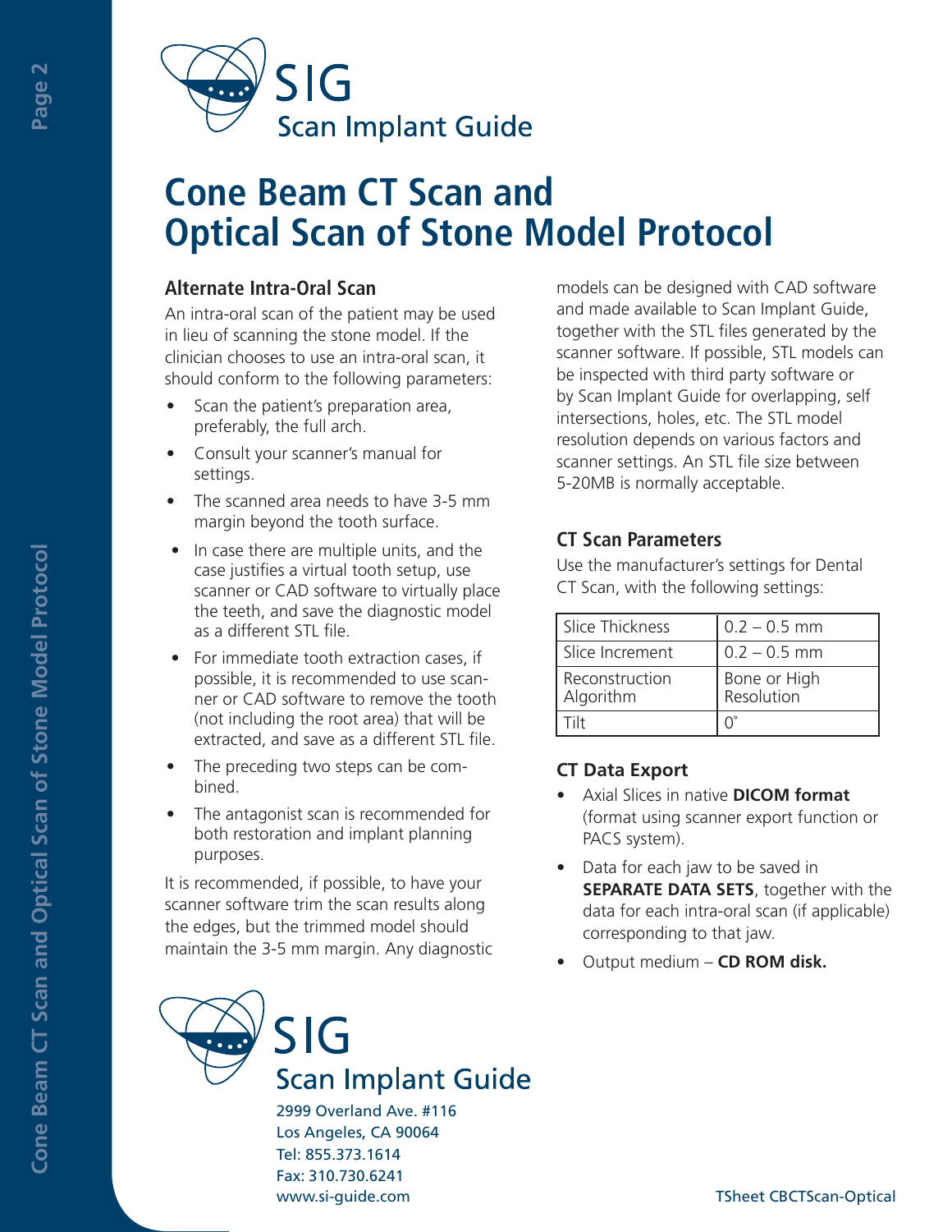SIG
Scan Implant Guide

# Cone Beam CT Scan and Optical Scan of Stone Model Protocol

## Alternate Intra-Oral Scan

An intra-oral scan of the patient may be used in lieu of scanning the stone model. If the clinician chooses to use an intra-oral scan, it should conform to the following parameters:

- Scan the patient's preparation area, preferably, the full arch.
- Consult your scanner's manual for settings.
- The scanned area needs to have 3-5 mm margin beyond the tooth surface.
- In case there are multiple units, and the case justifies a virtual tooth setup, use scanner or CAD software to virtually place the teeth, and save the diagnostic model as a different STL file.
- For immediate tooth extraction cases, if possible, it is recommended to use scanner or CAD software to remove the tooth (not including the root area) that will be extracted, and save as a different STL file.
- The preceding two steps can be combined.
- The antagonist scan is recommended for both restoration and implant planning purposes.

It is recommended, if possible, to have your scanner software trim the scan results along the edges, but the trimmed model should maintain the 3-5 mm margin. Any diagnostic models can be designed with CAD software and made available to Scan Implant Guide, together with the STL files generated by the scanner software. If possible, STL models can be inspected with third party software or by Scan Implant Guide for overlapping, self intersections, holes, etc. The STL model resolution depends on various factors and scanner settings. An STL file size between 5-20MB is normally acceptable.

## CT Scan Parameters

Use the manufacturer's settings for Dental CT Scan, with the following settings:

| | |
|---|---|
| Slice Thickness | 0.2 – 0.5 mm |
| Slice Increment | 0.2 – 0.5 mm |
| Reconstruction Algorithm | Bone or High Resolution |
| Tilt | 0˚ |

## CT Data Export

- Axial Slices in native **DICOM format** (format using scanner export function or PACS system).
- Data for each jaw to be saved in **SEPARATE DATA SETS**, together with the data for each intra-oral scan (if applicable) corresponding to that jaw.
- Output medium – **CD ROM disk.**

SIG
Scan Implant Guide

2999 Overland Ave. #116
Los Angeles, CA 90064
Tel: 855.373.1614
Fax: 310.730.6241
www.si-guide.com

TSheet CBCTScan-Optical